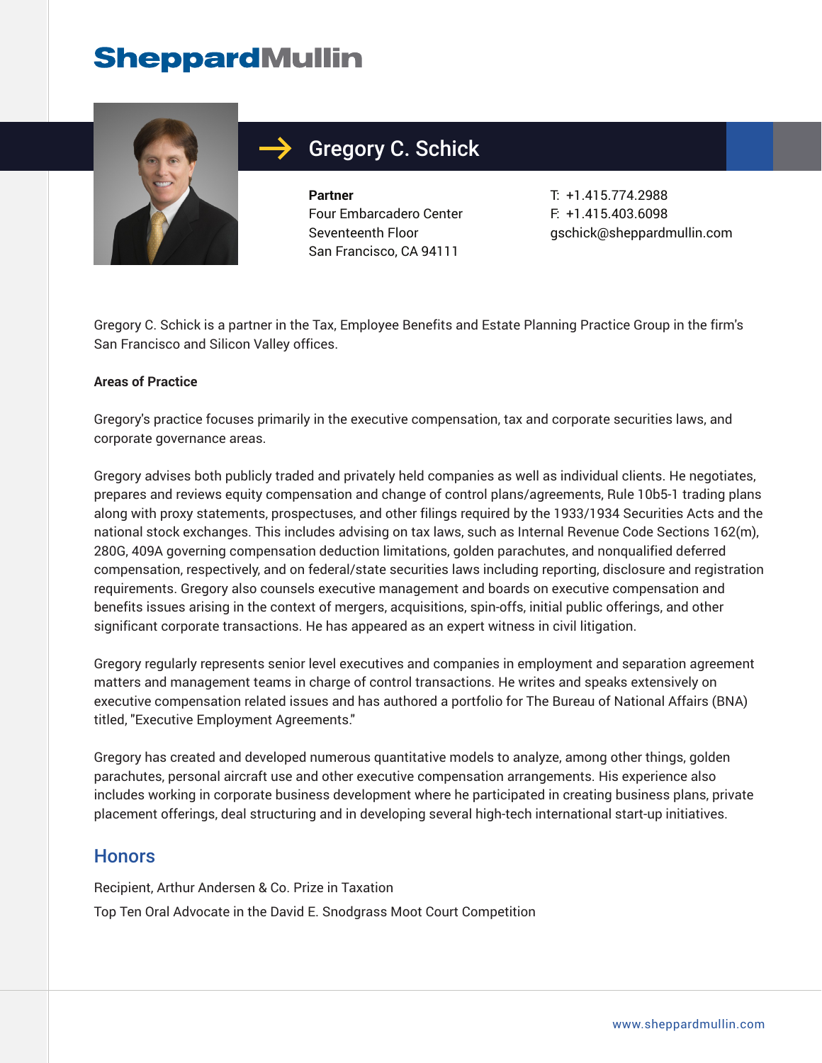SheppardMullin

# Gregory C. Schick

**Partner**
Four Embarcadero Center
Seventeenth Floor
San Francisco, CA 94111

T: +1.415.774.2988
F: +1.415.403.6098
gschick@sheppardmullin.com

Gregory C. Schick is a partner in the Tax, Employee Benefits and Estate Planning Practice Group in the firm's San Francisco and Silicon Valley offices.

**Areas of Practice**

Gregory's practice focuses primarily in the executive compensation, tax and corporate securities laws, and corporate governance areas.

Gregory advises both publicly traded and privately held companies as well as individual clients. He negotiates, prepares and reviews equity compensation and change of control plans/agreements, Rule 10b5-1 trading plans along with proxy statements, prospectuses, and other filings required by the 1933/1934 Securities Acts and the national stock exchanges. This includes advising on tax laws, such as Internal Revenue Code Sections 162(m), 280G, 409A governing compensation deduction limitations, golden parachutes, and nonqualified deferred compensation, respectively, and on federal/state securities laws including reporting, disclosure and registration requirements. Gregory also counsels executive management and boards on executive compensation and benefits issues arising in the context of mergers, acquisitions, spin-offs, initial public offerings, and other significant corporate transactions. He has appeared as an expert witness in civil litigation.

Gregory regularly represents senior level executives and companies in employment and separation agreement matters and management teams in charge of control transactions. He writes and speaks extensively on executive compensation related issues and has authored a portfolio for The Bureau of National Affairs (BNA) titled, "Executive Employment Agreements."

Gregory has created and developed numerous quantitative models to analyze, among other things, golden parachutes, personal aircraft use and other executive compensation arrangements. His experience also includes working in corporate business development where he participated in creating business plans, private placement offerings, deal structuring and in developing several high-tech international start-up initiatives.

## Honors

Recipient, Arthur Andersen & Co. Prize in Taxation

Top Ten Oral Advocate in the David E. Snodgrass Moot Court Competition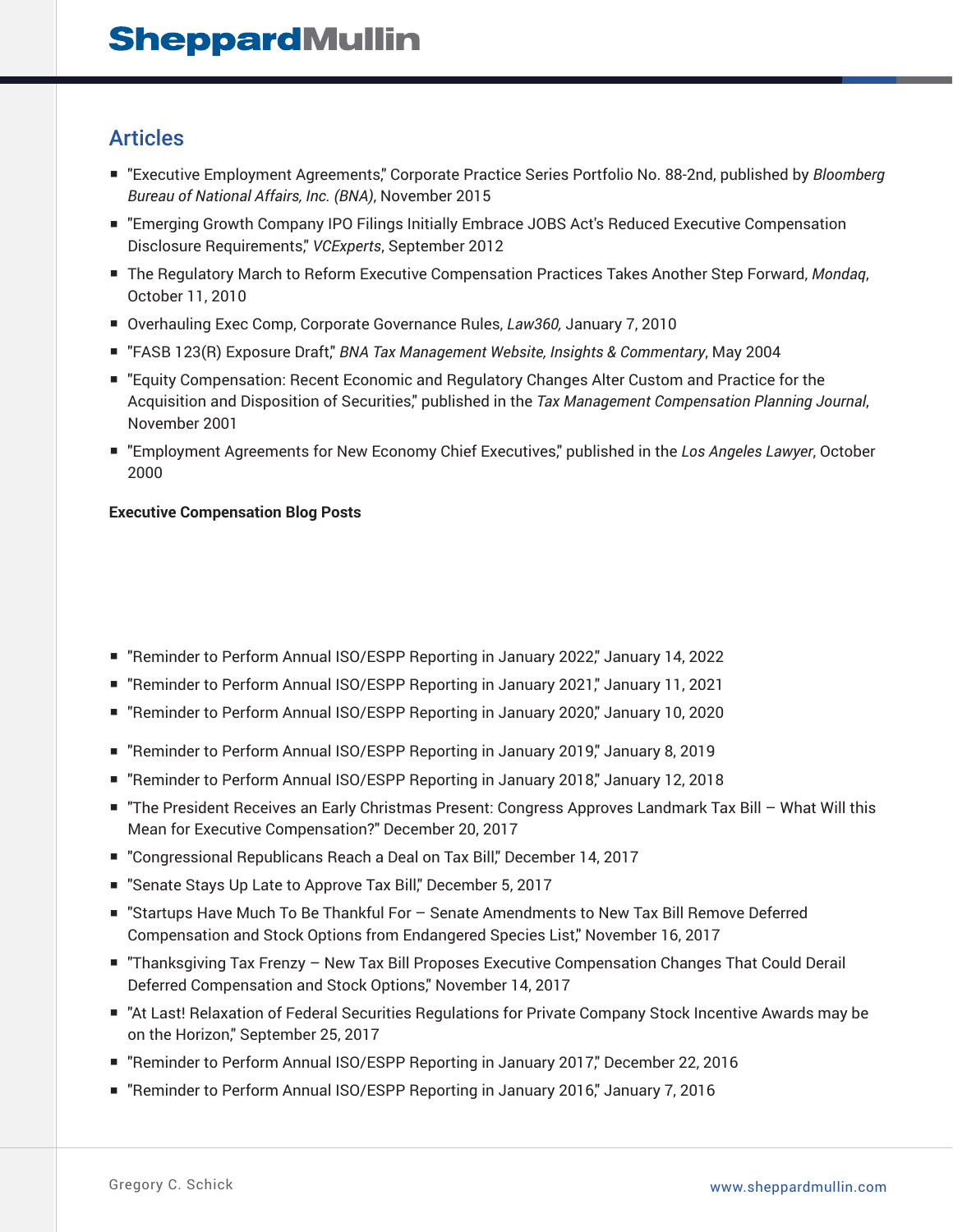## Articles

- "Executive Employment Agreements," Corporate Practice Series Portfolio No. 88-2nd, published by *Bloomberg Bureau of National Affairs, Inc. (BNA)*, November 2015
- "Emerging Growth Company IPO Filings Initially Embrace JOBS Act's Reduced Executive Compensation Disclosure Requirements," *VCExperts*, September 2012
- The Regulatory March to Reform Executive Compensation Practices Takes Another Step Forward, *Mondaq*, October 11, 2010
- Overhauling Exec Comp, Corporate Governance Rules, *Law360,* January 7, 2010
- "FASB 123(R) Exposure Draft," *BNA Tax Management Website, Insights & Commentary*, May 2004
- "Equity Compensation: Recent Economic and Regulatory Changes Alter Custom and Practice for the Acquisition and Disposition of Securities," published in the *Tax Management Compensation Planning Journal*, November 2001
- "Employment Agreements for New Economy Chief Executives," published in the *Los Angeles Lawyer*, October 2000

**Executive Compensation Blog Posts**

- "Reminder to Perform Annual ISO/ESPP Reporting in January 2022," January 14, 2022
- "Reminder to Perform Annual ISO/ESPP Reporting in January 2021," January 11, 2021
- "Reminder to Perform Annual ISO/ESPP Reporting in January 2020," January 10, 2020
- "Reminder to Perform Annual ISO/ESPP Reporting in January 2019," January 8, 2019
- "Reminder to Perform Annual ISO/ESPP Reporting in January 2018," January 12, 2018
- "The President Receives an Early Christmas Present: Congress Approves Landmark Tax Bill – What Will this Mean for Executive Compensation?" December 20, 2017
- "Congressional Republicans Reach a Deal on Tax Bill," December 14, 2017
- "Senate Stays Up Late to Approve Tax Bill," December 5, 2017
- "Startups Have Much To Be Thankful For – Senate Amendments to New Tax Bill Remove Deferred Compensation and Stock Options from Endangered Species List," November 16, 2017
- "Thanksgiving Tax Frenzy – New Tax Bill Proposes Executive Compensation Changes That Could Derail Deferred Compensation and Stock Options," November 14, 2017
- "At Last! Relaxation of Federal Securities Regulations for Private Company Stock Incentive Awards may be on the Horizon," September 25, 2017
- "Reminder to Perform Annual ISO/ESPP Reporting in January 2017," December 22, 2016
- "Reminder to Perform Annual ISO/ESPP Reporting in January 2016," January 7, 2016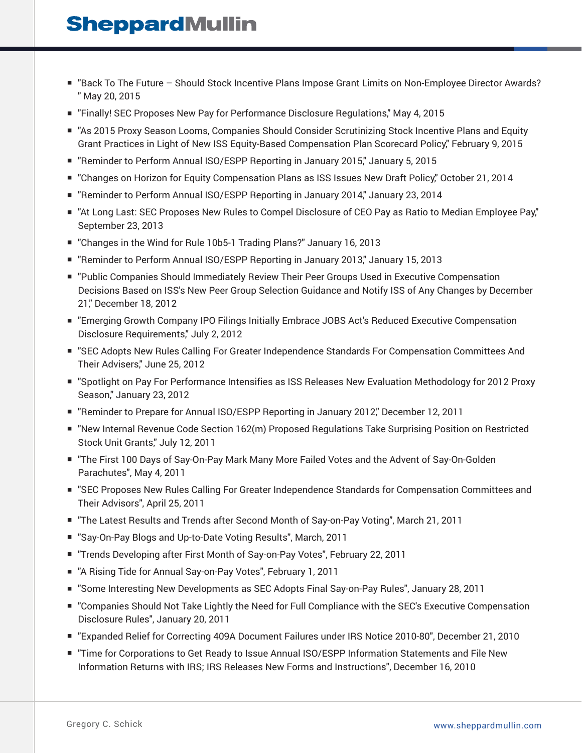- "Back To The Future – Should Stock Incentive Plans Impose Grant Limits on Non-Employee Director Awards? " May 20, 2015
- "Finally! SEC Proposes New Pay for Performance Disclosure Regulations," May 4, 2015
- "As 2015 Proxy Season Looms, Companies Should Consider Scrutinizing Stock Incentive Plans and Equity Grant Practices in Light of New ISS Equity-Based Compensation Plan Scorecard Policy," February 9, 2015
- "Reminder to Perform Annual ISO/ESPP Reporting in January 2015," January 5, 2015
- "Changes on Horizon for Equity Compensation Plans as ISS Issues New Draft Policy," October 21, 2014
- "Reminder to Perform Annual ISO/ESPP Reporting in January 2014," January 23, 2014
- "At Long Last: SEC Proposes New Rules to Compel Disclosure of CEO Pay as Ratio to Median Employee Pay," September 23, 2013
- "Changes in the Wind for Rule 10b5-1 Trading Plans?" January 16, 2013
- "Reminder to Perform Annual ISO/ESPP Reporting in January 2013," January 15, 2013
- "Public Companies Should Immediately Review Their Peer Groups Used in Executive Compensation Decisions Based on ISS's New Peer Group Selection Guidance and Notify ISS of Any Changes by December 21," December 18, 2012
- "Emerging Growth Company IPO Filings Initially Embrace JOBS Act's Reduced Executive Compensation Disclosure Requirements," July 2, 2012
- "SEC Adopts New Rules Calling For Greater Independence Standards For Compensation Committees And Their Advisers," June 25, 2012
- "Spotlight on Pay For Performance Intensifies as ISS Releases New Evaluation Methodology for 2012 Proxy Season," January 23, 2012
- "Reminder to Prepare for Annual ISO/ESPP Reporting in January 2012," December 12, 2011
- "New Internal Revenue Code Section 162(m) Proposed Regulations Take Surprising Position on Restricted Stock Unit Grants," July 12, 2011
- "The First 100 Days of Say-On-Pay Mark Many More Failed Votes and the Advent of Say-On-Golden Parachutes", May 4, 2011
- "SEC Proposes New Rules Calling For Greater Independence Standards for Compensation Committees and Their Advisors", April 25, 2011
- "The Latest Results and Trends after Second Month of Say-on-Pay Voting", March 21, 2011
- "Say-On-Pay Blogs and Up-to-Date Voting Results", March, 2011
- "Trends Developing after First Month of Say-on-Pay Votes", February 22, 2011
- "A Rising Tide for Annual Say-on-Pay Votes", February 1, 2011
- "Some Interesting New Developments as SEC Adopts Final Say-on-Pay Rules", January 28, 2011
- "Companies Should Not Take Lightly the Need for Full Compliance with the SEC's Executive Compensation Disclosure Rules", January 20, 2011
- "Expanded Relief for Correcting 409A Document Failures under IRS Notice 2010-80", December 21, 2010
- "Time for Corporations to Get Ready to Issue Annual ISO/ESPP Information Statements and File New Information Returns with IRS; IRS Releases New Forms and Instructions", December 16, 2010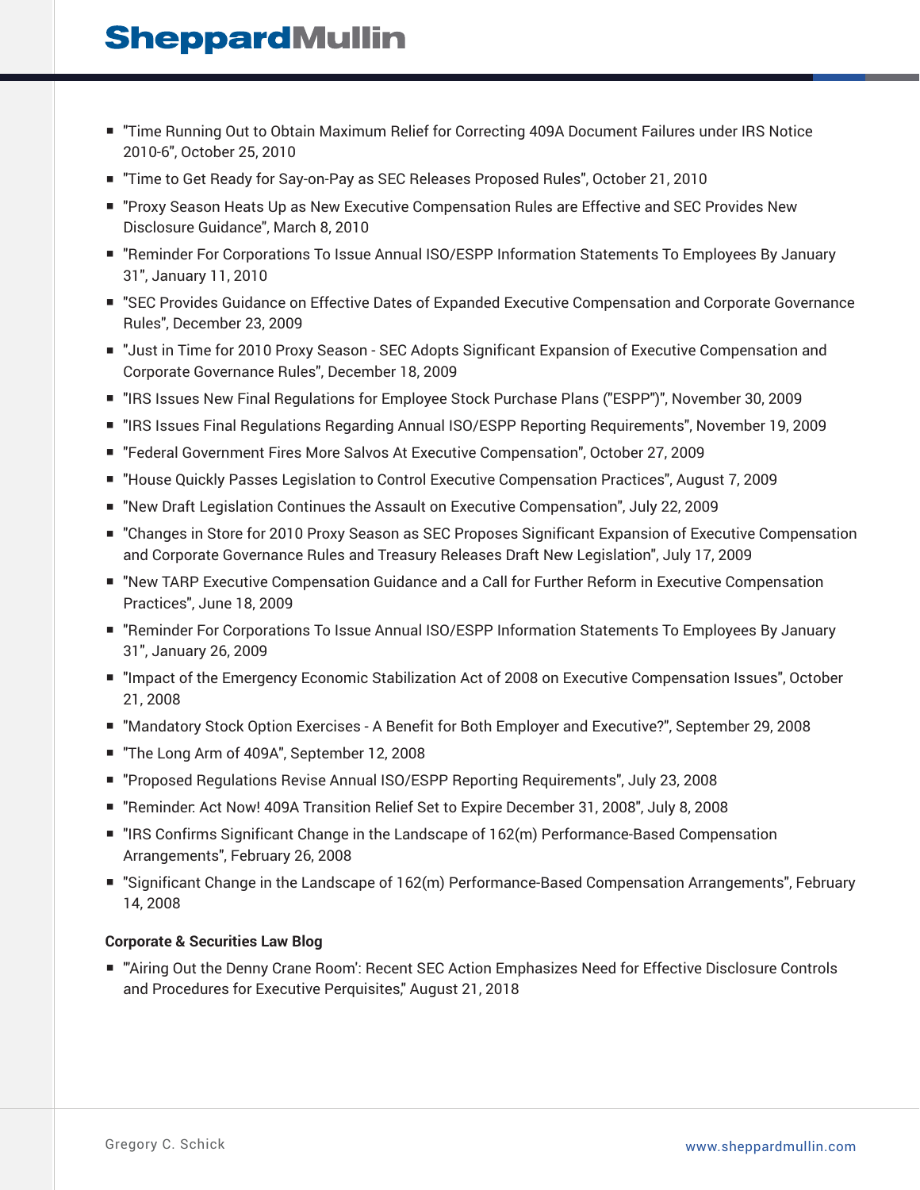- "Time Running Out to Obtain Maximum Relief for Correcting 409A Document Failures under IRS Notice 2010-6", October 25, 2010
- "Time to Get Ready for Say-on-Pay as SEC Releases Proposed Rules", October 21, 2010
- "Proxy Season Heats Up as New Executive Compensation Rules are Effective and SEC Provides New Disclosure Guidance", March 8, 2010
- "Reminder For Corporations To Issue Annual ISO/ESPP Information Statements To Employees By January 31", January 11, 2010
- "SEC Provides Guidance on Effective Dates of Expanded Executive Compensation and Corporate Governance Rules", December 23, 2009
- "Just in Time for 2010 Proxy Season - SEC Adopts Significant Expansion of Executive Compensation and Corporate Governance Rules", December 18, 2009
- "IRS Issues New Final Regulations for Employee Stock Purchase Plans ("ESPP")", November 30, 2009
- "IRS Issues Final Regulations Regarding Annual ISO/ESPP Reporting Requirements", November 19, 2009
- "Federal Government Fires More Salvos At Executive Compensation", October 27, 2009
- "House Quickly Passes Legislation to Control Executive Compensation Practices", August 7, 2009
- "New Draft Legislation Continues the Assault on Executive Compensation", July 22, 2009
- "Changes in Store for 2010 Proxy Season as SEC Proposes Significant Expansion of Executive Compensation and Corporate Governance Rules and Treasury Releases Draft New Legislation", July 17, 2009
- "New TARP Executive Compensation Guidance and a Call for Further Reform in Executive Compensation Practices", June 18, 2009
- "Reminder For Corporations To Issue Annual ISO/ESPP Information Statements To Employees By January 31", January 26, 2009
- "Impact of the Emergency Economic Stabilization Act of 2008 on Executive Compensation Issues", October 21, 2008
- "Mandatory Stock Option Exercises - A Benefit for Both Employer and Executive?", September 29, 2008
- "The Long Arm of 409A", September 12, 2008
- "Proposed Regulations Revise Annual ISO/ESPP Reporting Requirements", July 23, 2008
- "Reminder: Act Now! 409A Transition Relief Set to Expire December 31, 2008", July 8, 2008
- "IRS Confirms Significant Change in the Landscape of 162(m) Performance-Based Compensation Arrangements", February 26, 2008
- "Significant Change in the Landscape of 162(m) Performance-Based Compensation Arrangements", February 14, 2008

**Corporate & Securities Law Blog**

- "'Airing Out the Denny Crane Room': Recent SEC Action Emphasizes Need for Effective Disclosure Controls and Procedures for Executive Perquisites," August 21, 2018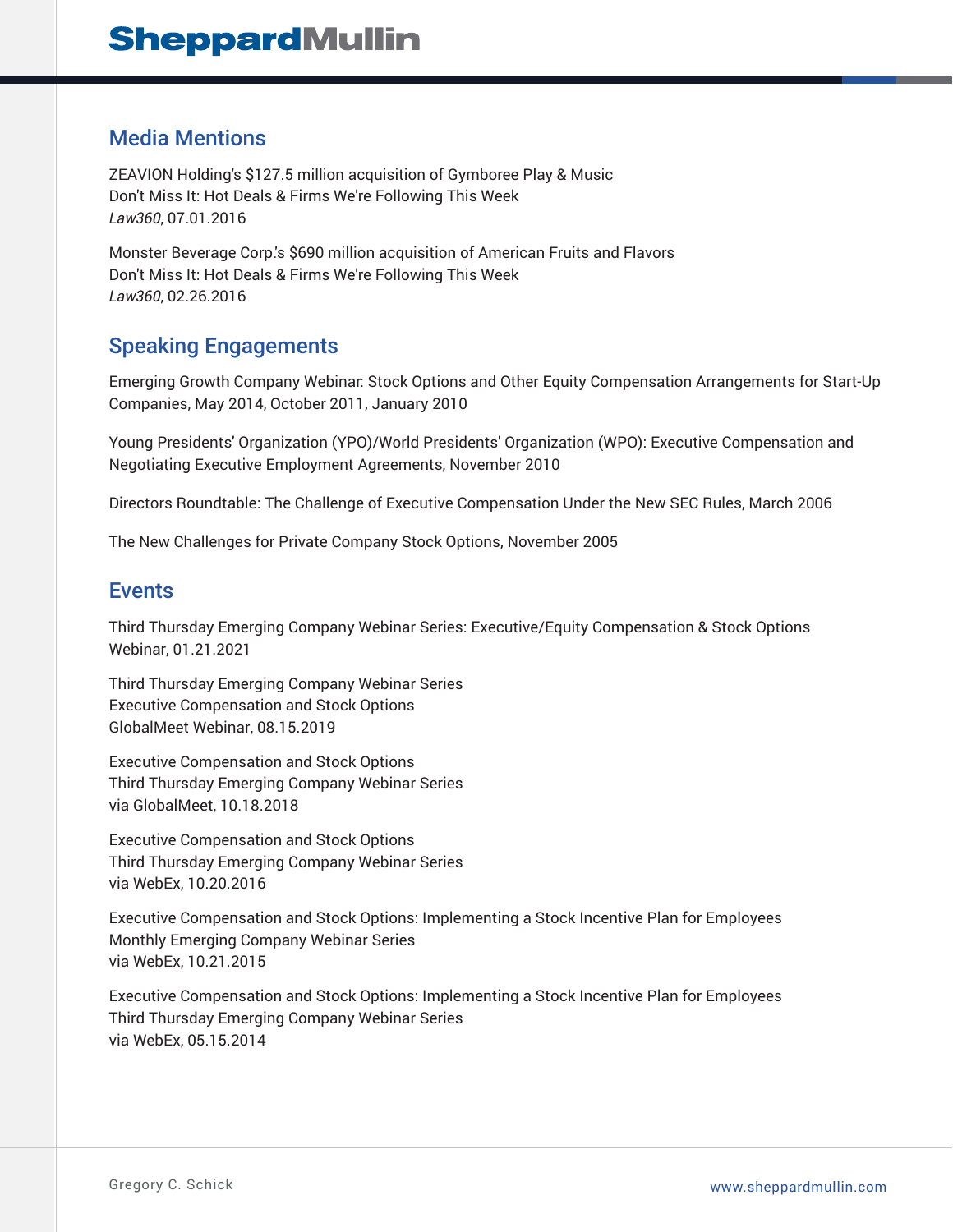## Media Mentions

ZEAVION Holding's $127.5 million acquisition of Gymboree Play & Music
Don't Miss It: Hot Deals & Firms We're Following This Week
*Law360*, 07.01.2016

Monster Beverage Corp.'s $690 million acquisition of American Fruits and Flavors
Don't Miss It: Hot Deals & Firms We're Following This Week
*Law360*, 02.26.2016

## Speaking Engagements

Emerging Growth Company Webinar: Stock Options and Other Equity Compensation Arrangements for Start-Up Companies, May 2014, October 2011, January 2010

Young Presidents' Organization (YPO)/World Presidents' Organization (WPO): Executive Compensation and Negotiating Executive Employment Agreements, November 2010

Directors Roundtable: The Challenge of Executive Compensation Under the New SEC Rules, March 2006

The New Challenges for Private Company Stock Options, November 2005

## Events

Third Thursday Emerging Company Webinar Series: Executive/Equity Compensation & Stock Options
Webinar, 01.21.2021

Third Thursday Emerging Company Webinar Series
Executive Compensation and Stock Options
GlobalMeet Webinar, 08.15.2019

Executive Compensation and Stock Options
Third Thursday Emerging Company Webinar Series
via GlobalMeet, 10.18.2018

Executive Compensation and Stock Options
Third Thursday Emerging Company Webinar Series
via WebEx, 10.20.2016

Executive Compensation and Stock Options: Implementing a Stock Incentive Plan for Employees
Monthly Emerging Company Webinar Series
via WebEx, 10.21.2015

Executive Compensation and Stock Options: Implementing a Stock Incentive Plan for Employees
Third Thursday Emerging Company Webinar Series
via WebEx, 05.15.2014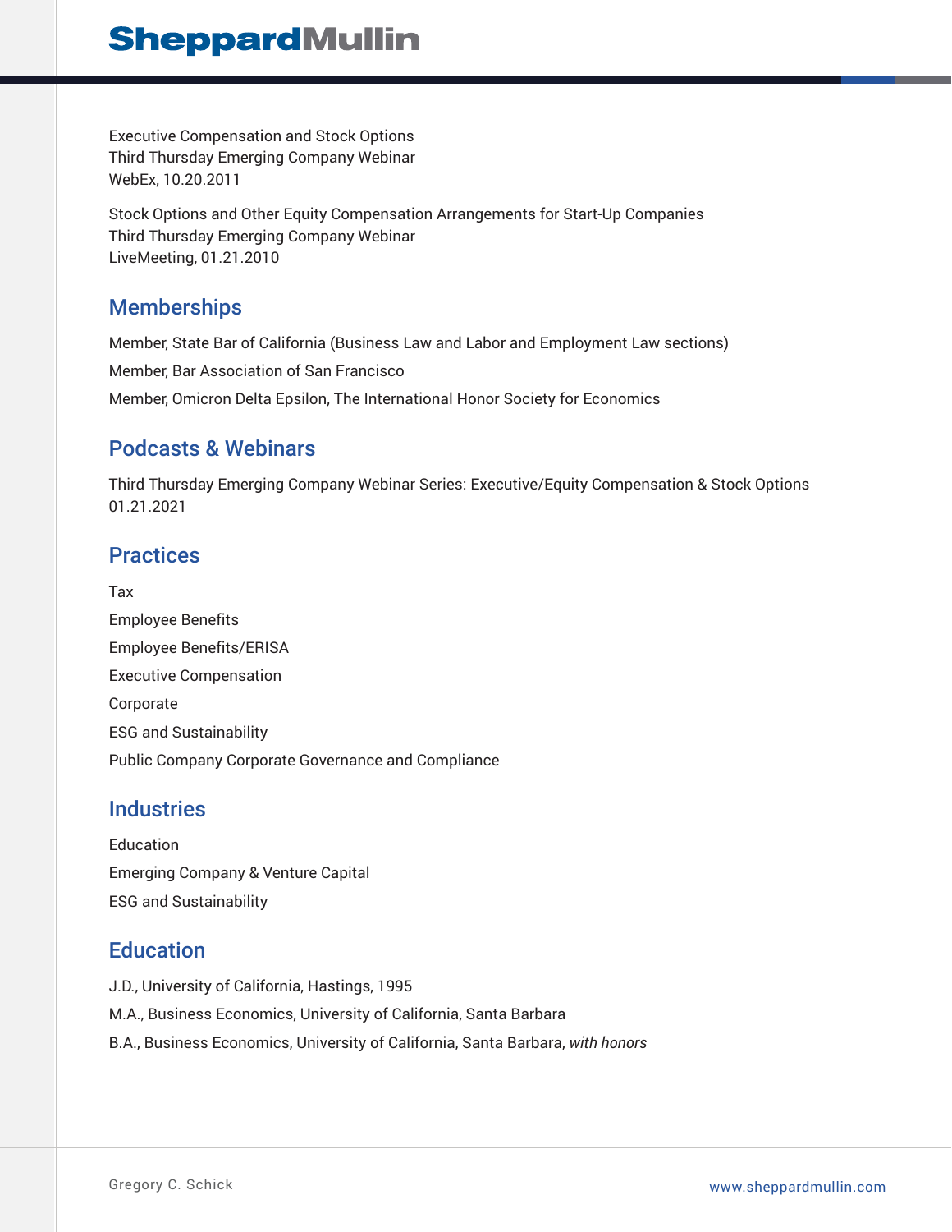Executive Compensation and Stock Options
Third Thursday Emerging Company Webinar
WebEx, 10.20.2011

Stock Options and Other Equity Compensation Arrangements for Start-Up Companies
Third Thursday Emerging Company Webinar
LiveMeeting, 01.21.2010

## Memberships

Member, State Bar of California (Business Law and Labor and Employment Law sections)

Member, Bar Association of San Francisco

Member, Omicron Delta Epsilon, The International Honor Society for Economics

## Podcasts & Webinars

Third Thursday Emerging Company Webinar Series: Executive/Equity Compensation & Stock Options
01.21.2021

## Practices

Tax

Employee Benefits

Employee Benefits/ERISA

Executive Compensation

Corporate

ESG and Sustainability

Public Company Corporate Governance and Compliance

## Industries

Education

Emerging Company & Venture Capital

ESG and Sustainability

## Education

J.D., University of California, Hastings, 1995

M.A., Business Economics, University of California, Santa Barbara

B.A., Business Economics, University of California, Santa Barbara, *with honors*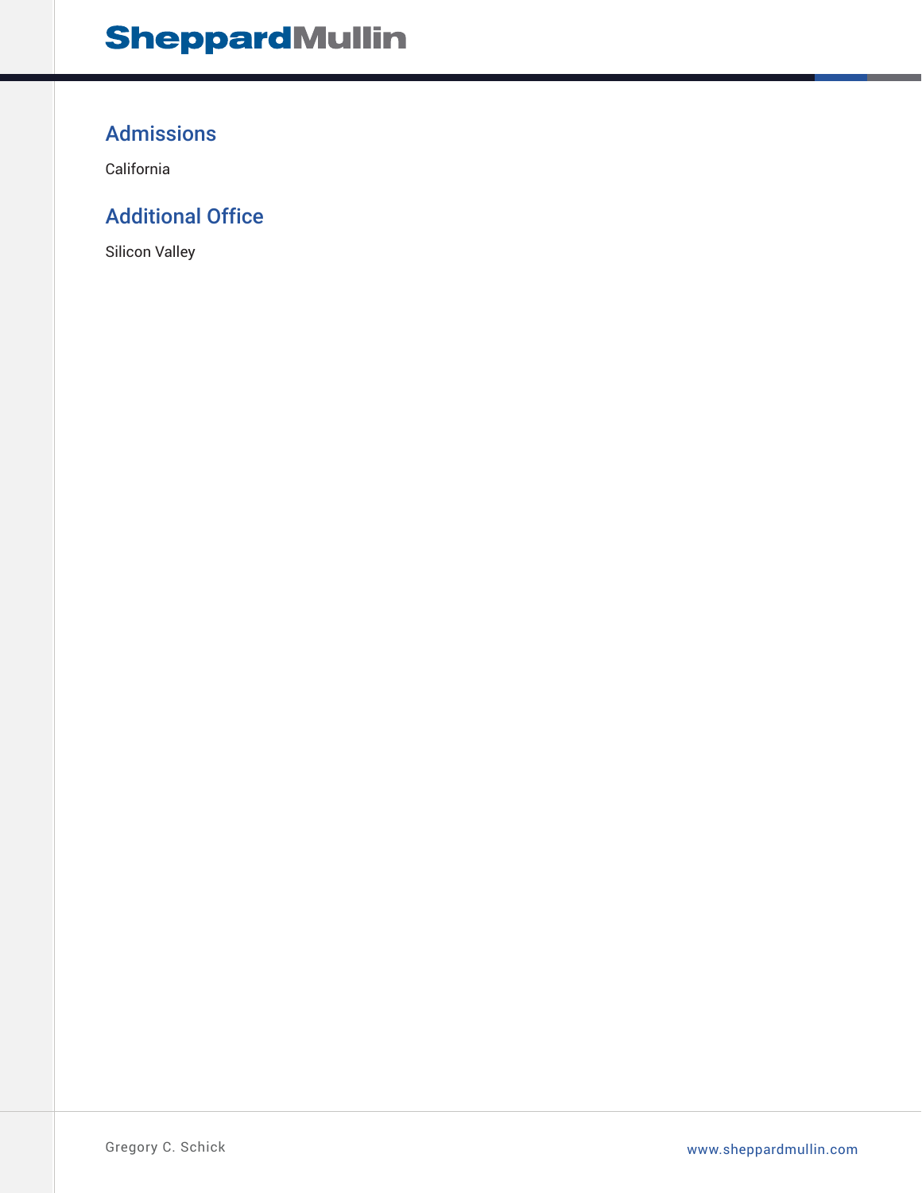## Admissions

California

## Additional Office

Silicon Valley